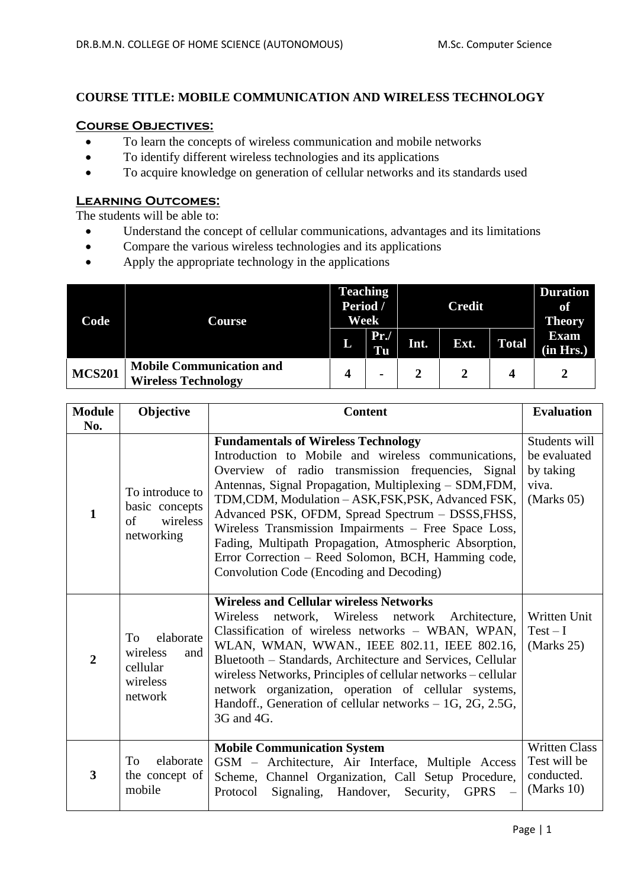**COURSE TITLE: MOBILE COMMUNICATION AND WIRELESS TECHNOLOGY**

## Course Objectives:

- To learn the concepts of wireless communication and mobile networks
- To identify different wireless technologies and its applications
- To acquire knowledge on generation of cellular networks and its standards used

## Learning Outcomes:

The students will be able to:

- Understand the concept of cellular communications, advantages and its limitations
- Compare the various wireless technologies and its applications
- Apply the appropriate technology in the applications

| Code | Course | Teaching Period / Week | | Credit | | | Duration of Theory Exam (in Hrs.) |
|---|---|---|---|---|---|---|---|
| | | L | Pr./ Tu | Int. | Ext. | Total | |
| **MCS201** | **Mobile Communication and Wireless Technology** | **4** | **-** | **2** | **2** | **4** | **2** |

| Module No. | Objective | Content | Evaluation |
|---|---|---|---|
| **1** | To introduce to basic concepts of wireless networking | **Fundamentals of Wireless Technology** Introduction to Mobile and wireless communications, Overview of radio transmission frequencies, Signal Antennas, Signal Propagation, Multiplexing – SDM,FDM, TDM,CDM, Modulation – ASK,FSK,PSK, Advanced FSK, Advanced PSK, OFDM, Spread Spectrum – DSSS,FHSS, Wireless Transmission Impairments – Free Space Loss, Fading, Multipath Propagation, Atmospheric Absorption, Error Correction – Reed Solomon, BCH, Hamming code, Convolution Code (Encoding and Decoding) | Students will be evaluated by taking viva. (Marks 05) |
| **2** | To elaborate wireless and cellular wireless network | **Wireless and Cellular wireless Networks** Wireless network, Wireless network Architecture, Classification of wireless networks – WBAN, WPAN, WLAN, WMAN, WWAN., IEEE 802.11, IEEE 802.16, Bluetooth – Standards, Architecture and Services, Cellular wireless Networks, Principles of cellular networks – cellular network organization, operation of cellular systems, Handoff., Generation of cellular networks – 1G, 2G, 2.5G, 3G and 4G. | Written Unit Test – I (Marks 25) |
| **3** | To elaborate the concept of mobile | **Mobile Communication System** GSM – Architecture, Air Interface, Multiple Access Scheme, Channel Organization, Call Setup Procedure, Protocol Signaling, Handover, Security, GPRS – | Written Class Test will be conducted. (Marks 10) |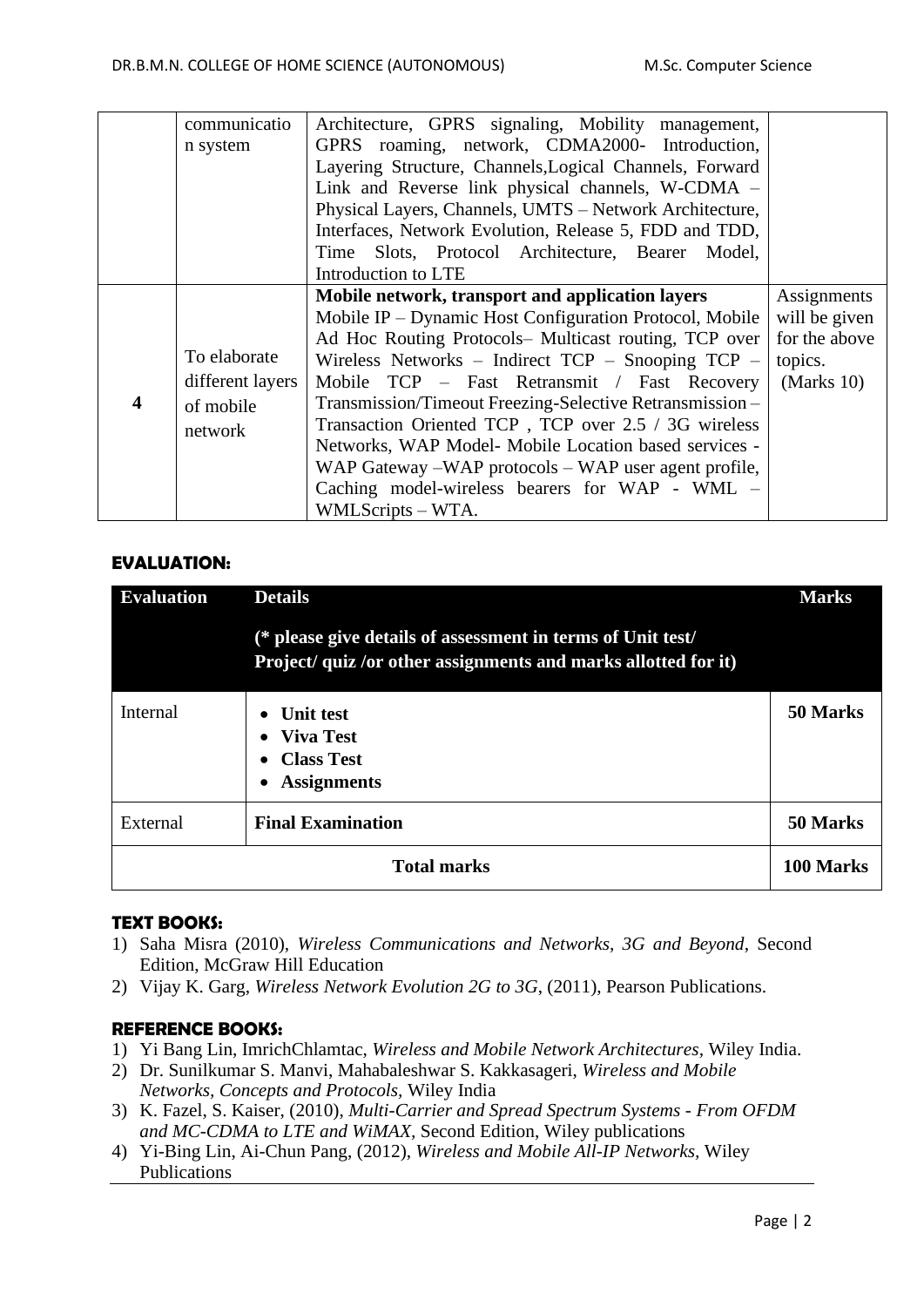| | | | |
|---|---|---|---|
| | communication system | Architecture, GPRS signaling, Mobility management, GPRS roaming, network, CDMA2000- Introduction, Layering Structure, Channels,Logical Channels, Forward Link and Reverse link physical channels, W-CDMA – Physical Layers, Channels, UMTS – Network Architecture, Interfaces, Network Evolution, Release 5, FDD and TDD, Time Slots, Protocol Architecture, Bearer Model, Introduction to LTE | |
| **4** | To elaborate different layers of mobile network | **Mobile network, transport and application layers** Mobile IP – Dynamic Host Configuration Protocol, Mobile Ad Hoc Routing Protocols– Multicast routing, TCP over Wireless Networks – Indirect TCP – Snooping TCP – Mobile TCP – Fast Retransmit / Fast Recovery Transmission/Timeout Freezing-Selective Retransmission – Transaction Oriented TCP , TCP over 2.5 / 3G wireless Networks, WAP Model- Mobile Location based services - WAP Gateway –WAP protocols – WAP user agent profile, Caching model-wireless bearers for WAP - WML – WMLScripts – WTA. | Assignments will be given for the above topics. (Marks 10) |

## EVALUATION:

| Evaluation | Details (* please give details of assessment in terms of Unit test/ Project/ quiz /or other assignments and marks allotted for it) | Marks |
|---|---|---|
| Internal | • **Unit test**<br>• **Viva Test**<br>• **Class Test**<br>• **Assignments** | **50 Marks** |
| External | **Final Examination** | **50 Marks** |
| **Total marks** | | **100 Marks** |

## TEXT BOOKS:

1) Saha Misra (2010), *Wireless Communications and Networks, 3G and Beyond*, Second Edition, McGraw Hill Education
2) Vijay K. Garg, *Wireless Network Evolution 2G to 3G*, (2011), Pearson Publications.

## REFERENCE BOOKS:

1) Yi Bang Lin, ImrichChlamtac, *Wireless and Mobile Network Architectures*, Wiley India.
2) Dr. Sunilkumar S. Manvi, Mahabaleshwar S. Kakkasageri, *Wireless and Mobile Networks, Concepts and Protocols*, Wiley India
3) K. Fazel, S. Kaiser, (2010), *Multi-Carrier and Spread Spectrum Systems - From OFDM and MC-CDMA to LTE and WiMAX*, Second Edition, Wiley publications
4) Yi-Bing Lin, Ai-Chun Pang, (2012), *Wireless and Mobile All-IP Networks*, Wiley Publications